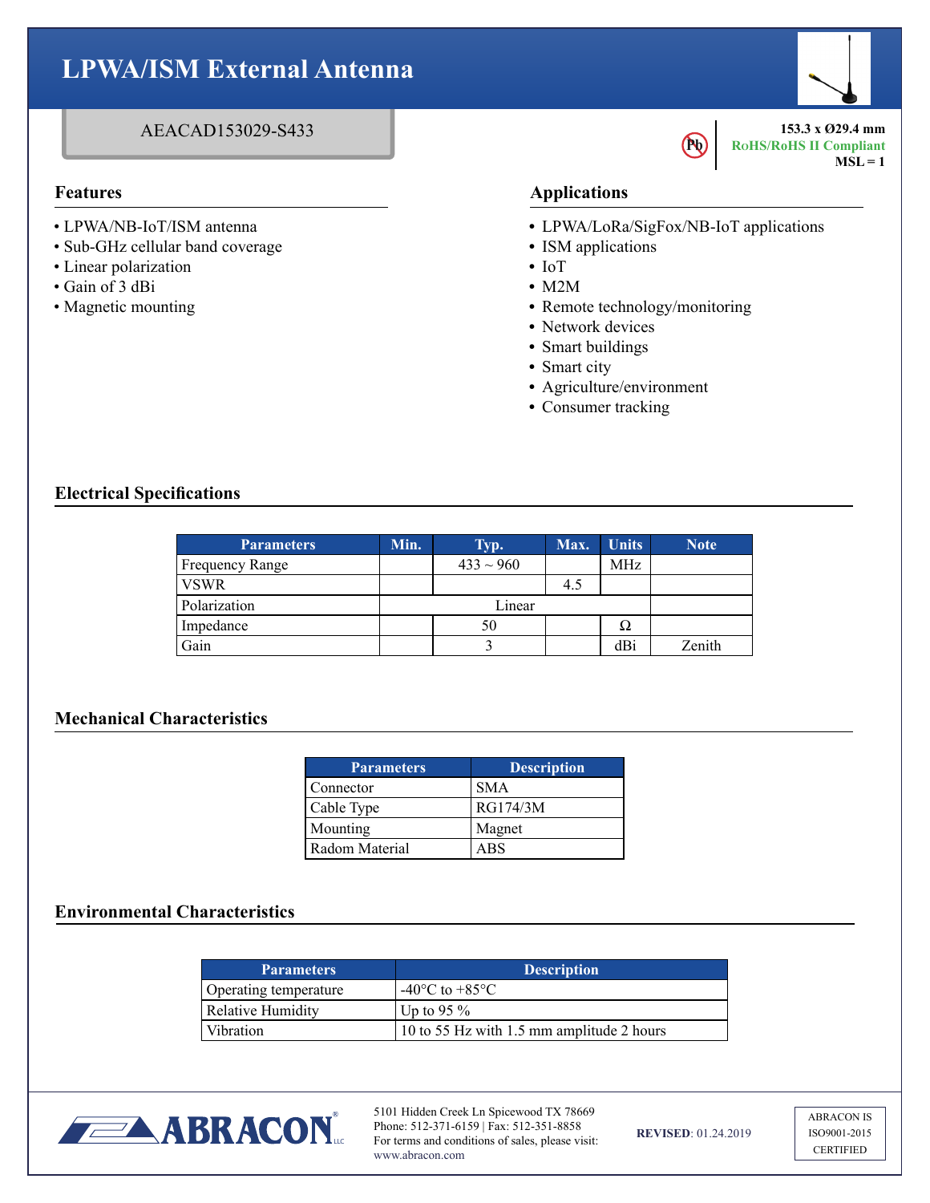# LPWA/ISM External Antenna

AEACAD153029-S433

**153.3 x Ø29.4 mm**
**RoHS/RoHS II Compliant**
**MSL = 1**

## Features

- LPWA/NB-IoT/ISM antenna
- Sub-GHz cellular band coverage
- Linear polarization
- Gain of 3 dBi
- Magnetic mounting

## Applications

- LPWA/LoRa/SigFox/NB-IoT applications
- ISM applications
- IoT
- M2M
- Remote technology/monitoring
- Network devices
- Smart buildings
- Smart city
- Agriculture/environment
- Consumer tracking

## Electrical Specifications

| Parameters | Min. | Typ. | Max. | Units | Note |
|---|---|---|---|---|---|
| Frequency Range | | 433 ~ 960 | | MHz | |
| VSWR | | | 4.5 | | |
| Polarization | | Linear | | | |
| Impedance | | 50 | | Ω | |
| Gain | | 3 | | dBi | Zenith |

## Mechanical Characteristics

| Parameters | Description |
|---|---|
| Connector | SMA |
| Cable Type | RG174/3M |
| Mounting | Magnet |
| Radom Material | ABS |

## Environmental Characteristics

| Parameters | Description |
|---|---|
| Operating temperature | -40°C to +85°C |
| Relative Humidity | Up to 95 % |
| Vibration | 10 to 55 Hz with 1.5 mm amplitude 2 hours |

ABRACON

5101 Hidden Creek Ln Spicewood TX 78669
Phone: 512-371-6159 | Fax: 512-351-8858
For terms and conditions of sales, please visit: www.abracon.com

**REVISED**: 01.24.2019

ABRACON IS ISO9001-2015 CERTIFIED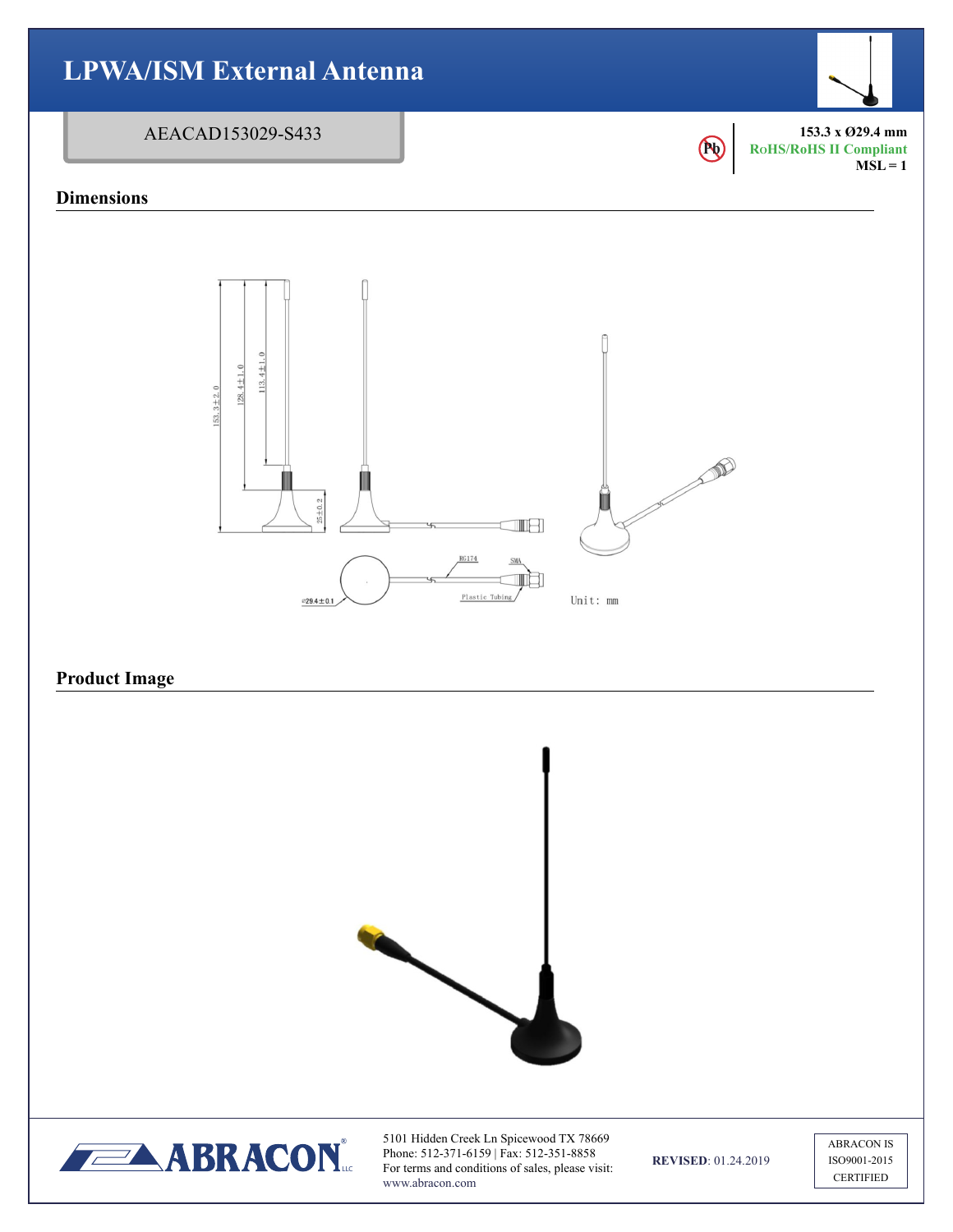# LPWA/ISM External Antenna

AEACAD153029-S433

153.3 x Ø29.4 mm
RoHS/RoHS II Compliant
MSL = 1

## Dimensions

153.3±2.0
128.4±1.0
113.4±1.0
25±0.2
RG174
SMA
Ø29.4±0.1
Plastic Tubing
Unit: mm

## Product Image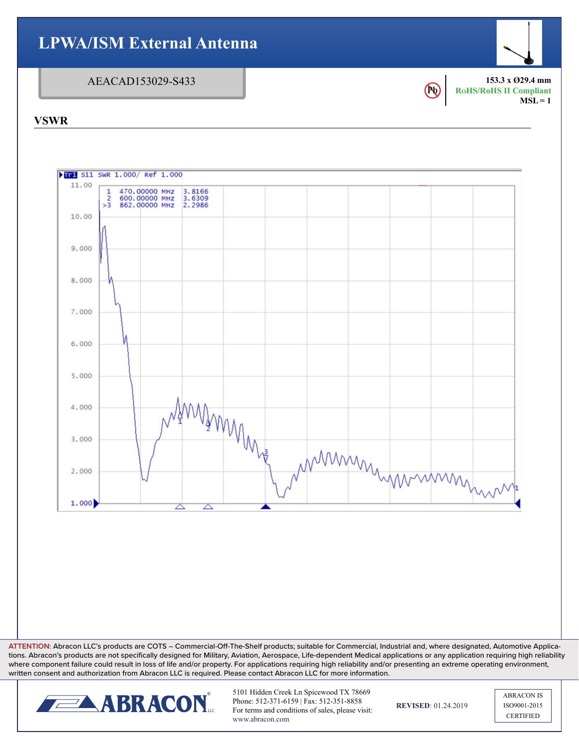# LPWA/ISM External Antenna

AEACAD153029-S433

153.3 x Ø29.4 mm
RoHS/RoHS II Compliant
MSL = 1

## VSWR

Tr1 S11 SWR 1.000/ Ref 1.000

| Marker | Frequency | SWR |
|---|---|---|
| 1 | 470.00000 MHz | 3.8166 |
| 2 | 600.00000 MHz | 3.6309 |
| >3 | 862.00000 MHz | 2.2986 |

ATTENTION: Abracon LLC's products are COTS – Commercial-Off-The-Shelf products; suitable for Commercial, Industrial and, where designated, Automotive Applications. Abracon's products are not specifically designed for Military, Aviation, Aerospace, Life-dependent Medical applications or any application requiring high reliability where component failure could result in loss of life and/or property. For applications requiring high reliability and/or presenting an extreme operating environment, written consent and authorization from Abracon LLC is required. Please contact Abracon LLC for more information.

5101 Hidden Creek Ln Spicewood TX 78669
Phone: 512-371-6159 | Fax: 512-351-8858
For terms and conditions of sales, please visit: www.abracon.com

**REVISED**: 01.24.2019

ABRACON IS ISO9001-2015 CERTIFIED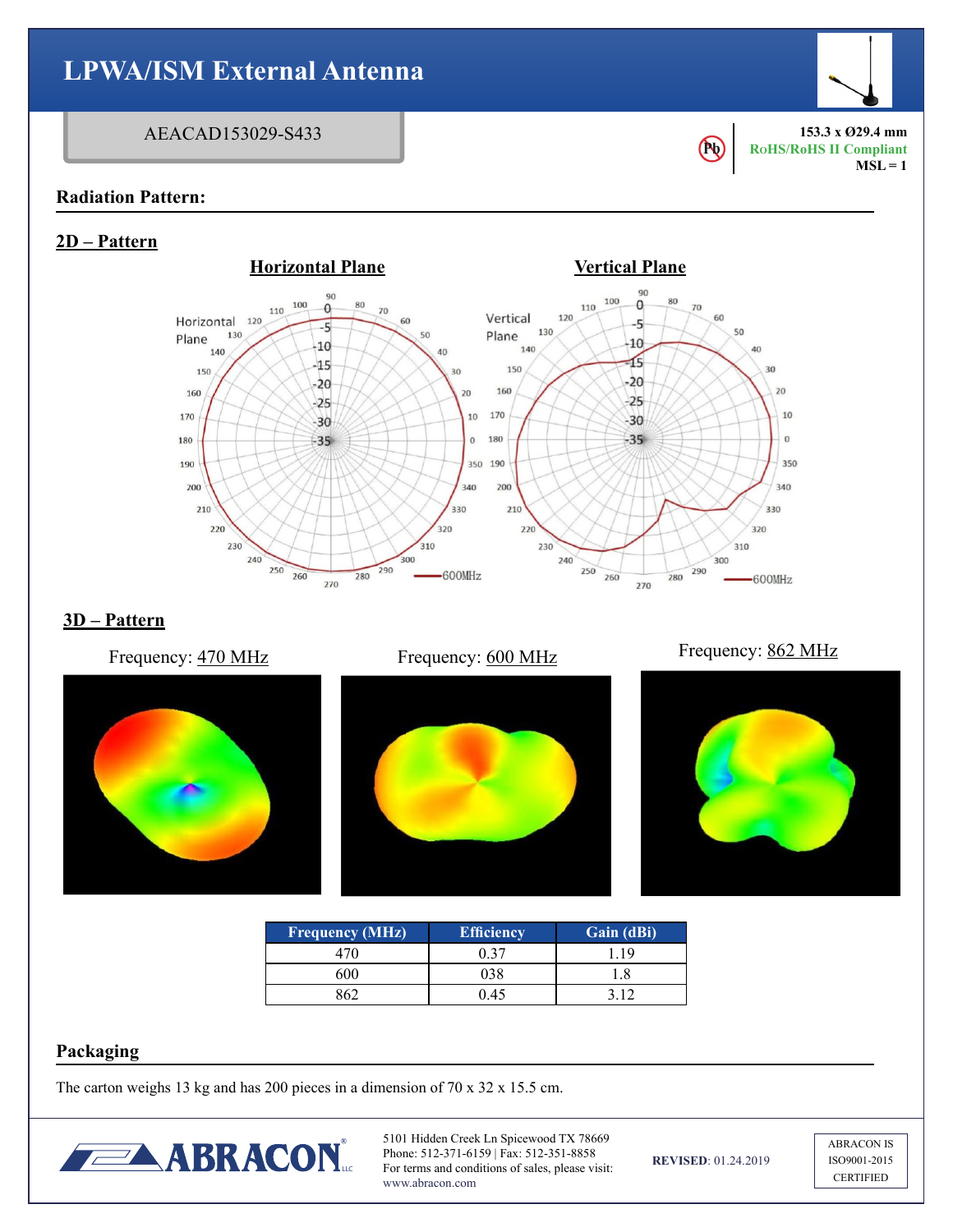# LPWA/ISM External Antenna

AEACAD153029-S433

**153.3 x Ø29.4 mm**
**RoHS/RoHS II Compliant**
**MSL = 1**

## Radiation Pattern:

### 2D – Pattern

**Horizontal Plane** **Vertical Plane**

### 3D – Pattern

Frequency: 470 MHz    Frequency: 600 MHz    Frequency: 862 MHz

| Frequency (MHz) | Efficiency | Gain (dBi) |
|---|---|---|
| 470 | 0.37 | 1.19 |
| 600 | 038 | 1.8 |
| 862 | 0.45 | 3.12 |

## Packaging

The carton weighs 13 kg and has 200 pieces in a dimension of 70 x 32 x 15.5 cm.

5101 Hidden Creek Ln Spicewood TX 78669
Phone: 512-371-6159 | Fax: 512-351-8858
For terms and conditions of sales, please visit:
www.abracon.com

**REVISED**: 01.24.2019

ABRACON IS ISO9001-2015 CERTIFIED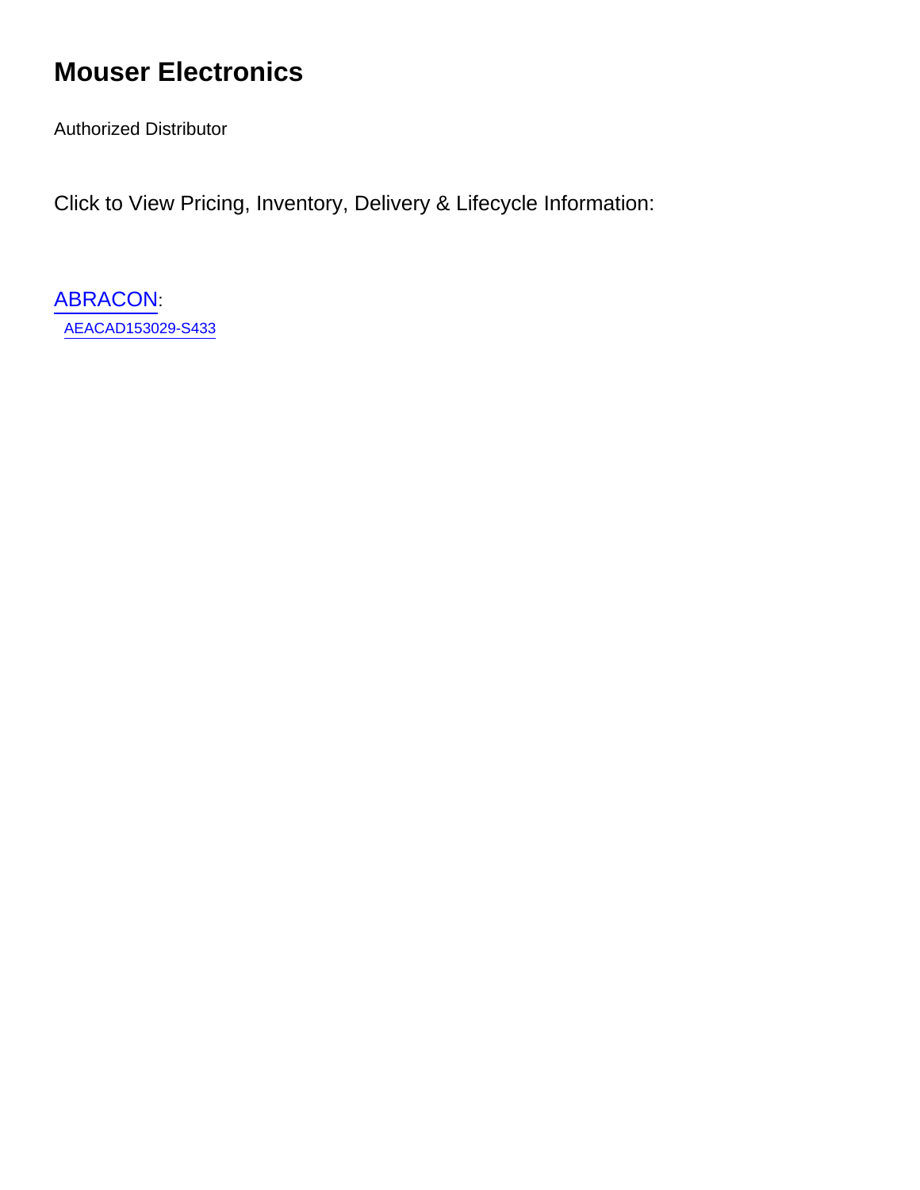# Mouser Electronics

Authorized Distributor

Click to View Pricing, Inventory, Delivery & Lifecycle Information:

ABRACON:

AEACAD153029-S433